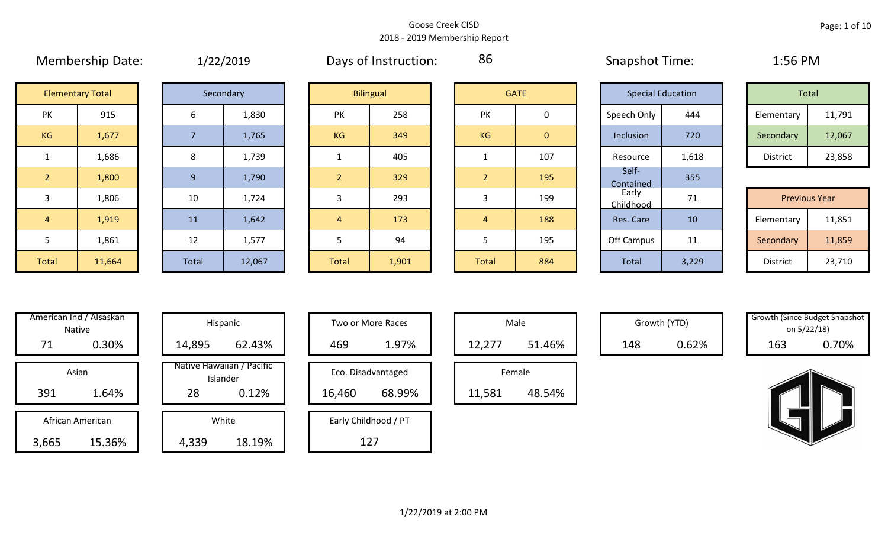Goose Creek CISD
2018 - 2019 Membership Report

Membership Date: 1/22/2019

Days of Instruction: 86

Snapshot Time: 1:56 PM

| Elementary Total | |
|---|---|
| PK | 915 |
| KG | 1,677 |
| 1 | 1,686 |
| 2 | 1,800 |
| 3 | 1,806 |
| 4 | 1,919 |
| 5 | 1,861 |
| Total | 11,664 |

| Secondary | |
|---|---|
| 6 | 1,830 |
| 7 | 1,765 |
| 8 | 1,739 |
| 9 | 1,790 |
| 10 | 1,724 |
| 11 | 1,642 |
| 12 | 1,577 |
| Total | 12,067 |

| Bilingual | |
|---|---|
| PK | 258 |
| KG | 349 |
| 1 | 405 |
| 2 | 329 |
| 3 | 293 |
| 4 | 173 |
| 5 | 94 |
| Total | 1,901 |

| GATE | |
|---|---|
| PK | 0 |
| KG | 0 |
| 1 | 107 |
| 2 | 195 |
| 3 | 199 |
| 4 | 188 |
| 5 | 195 |
| Total | 884 |

| Special Education | |
|---|---|
| Speech Only | 444 |
| Inclusion | 720 |
| Resource | 1,618 |
| Self-Contained | 355 |
| Early Childhood | 71 |
| Res. Care | 10 |
| Off Campus | 11 |
| Total | 3,229 |

| Total | |
|---|---|
| Elementary | 11,791 |
| Secondary | 12,067 |
| District | 23,858 |

| Previous Year | |
|---|---|
| Elementary | 11,851 |
| Secondary | 11,859 |
| District | 23,710 |

| American Ind / Alsaskan Native | |
|---|---|
| 71 | 0.30% |

| Asian | |
|---|---|
| 391 | 1.64% |

| African American | |
|---|---|
| 3,665 | 15.36% |

| Hispanic | |
|---|---|
| 14,895 | 62.43% |

| Native Hawaiian / Pacific Islander | |
|---|---|
| 28 | 0.12% |

| White | |
|---|---|
| 4,339 | 18.19% |

| Two or More Races | |
|---|---|
| 469 | 1.97% |

| Eco. Disadvantaged | |
|---|---|
| 16,460 | 68.99% |

| Early Childhood / PT |
|---|
| 127 |

| Male | |
|---|---|
| 12,277 | 51.46% |

| Female | |
|---|---|
| 11,581 | 48.54% |

| Growth (YTD) | |
|---|---|
| 148 | 0.62% |

| Growth (Since Budget Snapshot on 5/22/18) | |
|---|---|
| 163 | 0.70% |

1/22/2019 at 2:00 PM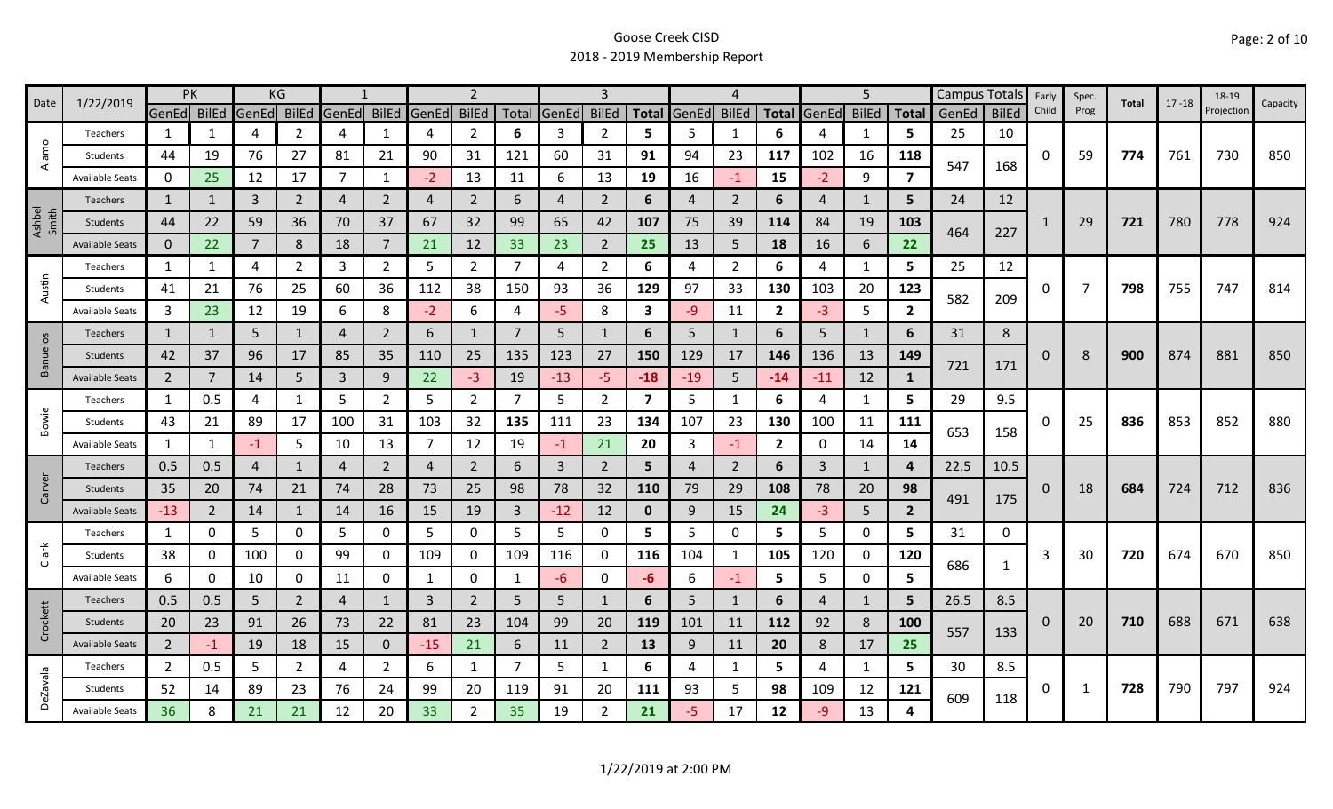# Goose Creek CISD
## 2018 - 2019 Membership Report

| Date | 1/22/2019 | PK | | KG | | 1 | | 2 | | | 3 | | | 4 | | | 5 | | | Campus Totals | | Early Child | Spec. Prog | Total | 17 -18 | 18-19 Projection | Capacity |
|---|---|---|---|---|---|---|---|---|---|---|---|---|---|---|---|---|---|---|---|---|---|---|---|---|---|---|---|
| | | GenEd | BilEd | GenEd | BilEd | GenEd | BilEd | GenEd | BilEd | Total | GenEd | BilEd | Total | GenEd | BilEd | Total | GenEd | BilEd | Total | GenEd | BilEd | | | | | | |
| Alamo | Teachers | 1 | 1 | 4 | 2 | 4 | 1 | 4 | 2 | 6 | 3 | 2 | 5 | 5 | 1 | 6 | 4 | 1 | 5 | 25 | 10 | 0 | 59 | 774 | 761 | 730 | 850 |
| | Students | 44 | 19 | 76 | 27 | 81 | 21 | 90 | 31 | 121 | 60 | 31 | 91 | 94 | 23 | 117 | 102 | 16 | 118 | 547 | 168 | | | | | | |
| | Available Seats | 0 | 25 | 12 | 17 | 7 | 1 | -2 | 13 | 11 | 6 | 13 | 19 | 16 | -1 | 15 | -2 | 9 | 7 | | | | | | | | |
| Ashbel Smith | Teachers | 1 | 1 | 3 | 2 | 4 | 2 | 4 | 2 | 6 | 4 | 2 | 6 | 4 | 2 | 6 | 4 | 1 | 5 | 24 | 12 | 1 | 29 | 721 | 780 | 778 | 924 |
| | Students | 44 | 22 | 59 | 36 | 70 | 37 | 67 | 32 | 99 | 65 | 42 | 107 | 75 | 39 | 114 | 84 | 19 | 103 | 464 | 227 | | | | | | |
| | Available Seats | 0 | 22 | 7 | 8 | 18 | 7 | 21 | 12 | 33 | 23 | 2 | 25 | 13 | 5 | 18 | 16 | 6 | 22 | | | | | | | | |
| Austin | Teachers | 1 | 1 | 4 | 2 | 3 | 2 | 5 | 2 | 7 | 4 | 2 | 6 | 4 | 2 | 6 | 4 | 1 | 5 | 25 | 12 | 0 | 7 | 798 | 755 | 747 | 814 |
| | Students | 41 | 21 | 76 | 25 | 60 | 36 | 112 | 38 | 150 | 93 | 36 | 129 | 97 | 33 | 130 | 103 | 20 | 123 | 582 | 209 | | | | | | |
| | Available Seats | 3 | 23 | 12 | 19 | 6 | 8 | -2 | 6 | 4 | -5 | 8 | 3 | -9 | 11 | 2 | -3 | 5 | 2 | | | | | | | | |
| Banuelos | Teachers | 1 | 1 | 5 | 1 | 4 | 2 | 6 | 1 | 7 | 5 | 1 | 6 | 5 | 1 | 6 | 5 | 1 | 6 | 31 | 8 | 0 | 8 | 900 | 874 | 881 | 850 |
| | Students | 42 | 37 | 96 | 17 | 85 | 35 | 110 | 25 | 135 | 123 | 27 | 150 | 129 | 17 | 146 | 136 | 13 | 149 | 721 | 171 | | | | | | |
| | Available Seats | 2 | 7 | 14 | 5 | 3 | 9 | 22 | -3 | 19 | -13 | -5 | -18 | -19 | 5 | -14 | -11 | 12 | 1 | | | | | | | | |
| Bowie | Teachers | 1 | 0.5 | 4 | 1 | 5 | 2 | 5 | 2 | 7 | 5 | 2 | 7 | 5 | 1 | 6 | 4 | 1 | 5 | 29 | 9.5 | 0 | 25 | 836 | 853 | 852 | 880 |
| | Students | 43 | 21 | 89 | 17 | 100 | 31 | 103 | 32 | 135 | 111 | 23 | 134 | 107 | 23 | 130 | 100 | 11 | 111 | 653 | 158 | | | | | | |
| | Available Seats | 1 | 1 | -1 | 5 | 10 | 13 | 7 | 12 | 19 | -1 | 21 | 20 | 3 | -1 | 2 | 0 | 14 | 14 | | | | | | | | |
| Carver | Teachers | 0.5 | 0.5 | 4 | 1 | 4 | 2 | 4 | 2 | 6 | 3 | 2 | 5 | 4 | 2 | 6 | 3 | 1 | 4 | 22.5 | 10.5 | 0 | 18 | 684 | 724 | 712 | 836 |
| | Students | 35 | 20 | 74 | 21 | 74 | 28 | 73 | 25 | 98 | 78 | 32 | 110 | 79 | 29 | 108 | 78 | 20 | 98 | 491 | 175 | | | | | | |
| | Available Seats | -13 | 2 | 14 | 1 | 14 | 16 | 15 | 19 | 3 | -12 | 12 | 0 | 9 | 15 | 24 | -3 | 5 | 2 | | | | | | | | |
| Clark | Teachers | 1 | 0 | 5 | 0 | 5 | 0 | 5 | 0 | 5 | 5 | 0 | 5 | 5 | 0 | 5 | 5 | 0 | 5 | 31 | 0 | 3 | 30 | 720 | 674 | 670 | 850 |
| | Students | 38 | 0 | 100 | 0 | 99 | 0 | 109 | 0 | 109 | 116 | 0 | 116 | 104 | 1 | 105 | 120 | 0 | 120 | 686 | 1 | | | | | | |
| | Available Seats | 6 | 0 | 10 | 0 | 11 | 0 | 1 | 0 | 1 | -6 | 0 | -6 | 6 | -1 | 5 | 5 | 0 | 5 | | | | | | | | |
| Crockett | Teachers | 0.5 | 0.5 | 5 | 2 | 4 | 1 | 3 | 2 | 5 | 5 | 1 | 6 | 5 | 1 | 6 | 4 | 1 | 5 | 26.5 | 8.5 | 0 | 20 | 710 | 688 | 671 | 638 |
| | Students | 20 | 23 | 91 | 26 | 73 | 22 | 81 | 23 | 104 | 99 | 20 | 119 | 101 | 11 | 112 | 92 | 8 | 100 | 557 | 133 | | | | | | |
| | Available Seats | 2 | -1 | 19 | 18 | 15 | 0 | -15 | 21 | 6 | 11 | 2 | 13 | 9 | 11 | 20 | 8 | 17 | 25 | | | | | | | | |
| DeZavala | Teachers | 2 | 0.5 | 5 | 2 | 4 | 2 | 6 | 1 | 7 | 5 | 1 | 6 | 4 | 1 | 5 | 4 | 1 | 5 | 30 | 8.5 | 0 | 1 | 728 | 790 | 797 | 924 |
| | Students | 52 | 14 | 89 | 23 | 76 | 24 | 99 | 20 | 119 | 91 | 20 | 111 | 93 | 5 | 98 | 109 | 12 | 121 | 609 | 118 | | | | | | |
| | Available Seats | 36 | 8 | 21 | 21 | 12 | 20 | 33 | 2 | 35 | 19 | 2 | 21 | -5 | 17 | 12 | -9 | 13 | 4 | | | | | | | | |

1/22/2019 at 2:00 PM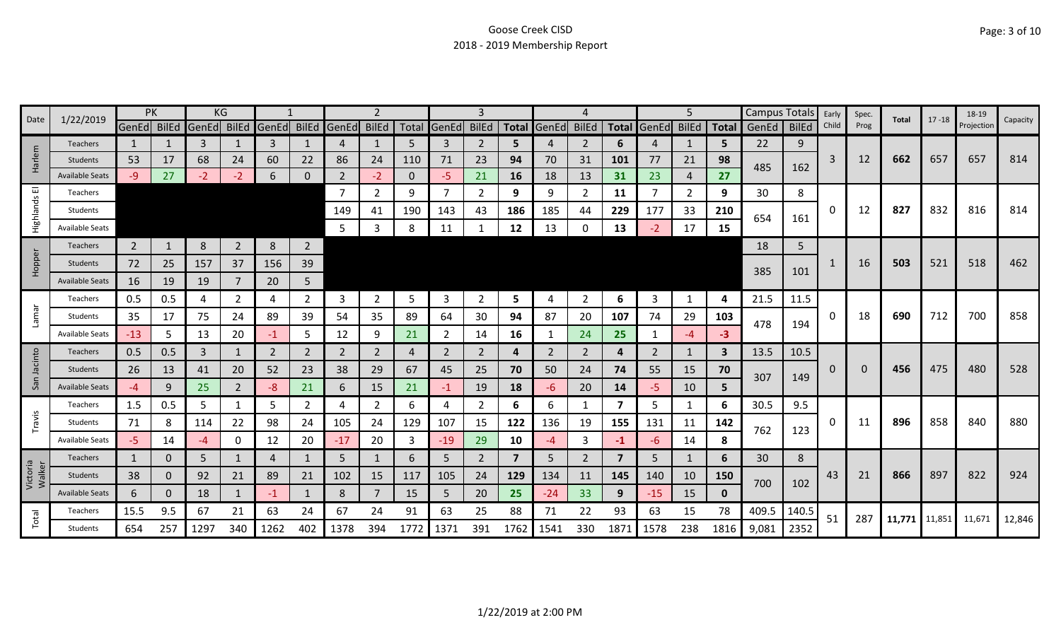# Goose Creek CISD
## 2018 - 2019 Membership Report

| Date | 1/22/2019 | PK | | KG | | 1 | | 2 | | | 3 | | | 4 | | | 5 | | | Campus Totals | | Early Child | Spec. Prog | Total | 17 -18 | 18-19 Projection | Capacity |
|---|---|---|---|---|---|---|---|---|---|---|---|---|---|---|---|---|---|---|---|---|---|---|---|---|---|---|---|
| | | GenEd | BilEd | GenEd | BilEd | GenEd | BilEd | GenEd | BilEd | Total | GenEd | BilEd | Total | GenEd | BilEd | Total | GenEd | BilEd | Total | GenEd | BilEd | | | | | | |
| Harlem | Teachers | 1 | 1 | 3 | 1 | 3 | 1 | 4 | 1 | 5 | 3 | 2 | 5 | 4 | 2 | 6 | 4 | 1 | 5 | 22 | 9 | 3 | 12 | 662 | 657 | 657 | 814 |
| | Students | 53 | 17 | 68 | 24 | 60 | 22 | 86 | 24 | 110 | 71 | 23 | 94 | 70 | 31 | 101 | 77 | 21 | 98 | 485 | 162 | | | | | | |
| | Available Seats | -9 | 27 | -2 | -2 | 6 | 0 | 2 | -2 | 0 | -5 | 21 | 16 | 18 | 13 | 31 | 23 | 4 | 27 | | | | | | | | |
| Highlands El | Teachers | | | | | | | 7 | 2 | 9 | 7 | 2 | 9 | 9 | 2 | 11 | 7 | 2 | 9 | 30 | 8 | 0 | 12 | 827 | 832 | 816 | 814 |
| | Students | | | | | | | 149 | 41 | 190 | 143 | 43 | 186 | 185 | 44 | 229 | 177 | 33 | 210 | 654 | 161 | | | | | | |
| | Available Seats | | | | | | | 5 | 3 | 8 | 11 | 1 | 12 | 13 | 0 | 13 | -2 | 17 | 15 | | | | | | | | |
| Hopper | Teachers | 2 | 1 | 8 | 2 | 8 | 2 | | | | | | | | | | | | | 18 | 5 | 1 | 16 | 503 | 521 | 518 | 462 |
| | Students | 72 | 25 | 157 | 37 | 156 | 39 | | | | | | | | | | | | | 385 | 101 | | | | | | |
| | Available Seats | 16 | 19 | 19 | 7 | 20 | 5 | | | | | | | | | | | | | | | | | | | | |
| Lamar | Teachers | 0.5 | 0.5 | 4 | 2 | 4 | 2 | 3 | 2 | 5 | 3 | 2 | 5 | 4 | 2 | 6 | 3 | 1 | 4 | 21.5 | 11.5 | 0 | 18 | 690 | 712 | 700 | 858 |
| | Students | 35 | 17 | 75 | 24 | 89 | 39 | 54 | 35 | 89 | 64 | 30 | 94 | 87 | 20 | 107 | 74 | 29 | 103 | 478 | 194 | | | | | | |
| | Available Seats | -13 | 5 | 13 | 20 | -1 | 5 | 12 | 9 | 21 | 2 | 14 | 16 | 1 | 24 | 25 | 1 | -4 | -3 | | | | | | | | |
| San Jacinto | Teachers | 0.5 | 0.5 | 3 | 1 | 2 | 2 | 2 | 2 | 4 | 2 | 2 | 4 | 2 | 2 | 4 | 2 | 1 | 3 | 13.5 | 10.5 | 0 | 0 | 456 | 475 | 480 | 528 |
| | Students | 26 | 13 | 41 | 20 | 52 | 23 | 38 | 29 | 67 | 45 | 25 | 70 | 50 | 24 | 74 | 55 | 15 | 70 | 307 | 149 | | | | | | |
| | Available Seats | -4 | 9 | 25 | 2 | -8 | 21 | 6 | 15 | 21 | -1 | 19 | 18 | -6 | 20 | 14 | -5 | 10 | 5 | | | | | | | | |
| Travis | Teachers | 1.5 | 0.5 | 5 | 1 | 5 | 2 | 4 | 2 | 6 | 4 | 2 | 6 | 6 | 1 | 7 | 5 | 1 | 6 | 30.5 | 9.5 | 0 | 11 | 896 | 858 | 840 | 880 |
| | Students | 71 | 8 | 114 | 22 | 98 | 24 | 105 | 24 | 129 | 107 | 15 | 122 | 136 | 19 | 155 | 131 | 11 | 142 | 762 | 123 | | | | | | |
| | Available Seats | -5 | 14 | -4 | 0 | 12 | 20 | -17 | 20 | 3 | -19 | 29 | 10 | -4 | 3 | -1 | -6 | 14 | 8 | | | | | | | | |
| Victoria Walker | Teachers | 1 | 0 | 5 | 1 | 4 | 1 | 5 | 1 | 6 | 5 | 2 | 7 | 5 | 2 | 7 | 5 | 1 | 6 | 30 | 8 | 43 | 21 | 866 | 897 | 822 | 924 |
| | Students | 38 | 0 | 92 | 21 | 89 | 21 | 102 | 15 | 117 | 105 | 24 | 129 | 134 | 11 | 145 | 140 | 10 | 150 | 700 | 102 | | | | | | |
| | Available Seats | 6 | 0 | 18 | 1 | -1 | 1 | 8 | 7 | 15 | 5 | 20 | 25 | -24 | 33 | 9 | -15 | 15 | 0 | | | | | | | | |
| Total | Teachers | 15.5 | 9.5 | 67 | 21 | 63 | 24 | 67 | 24 | 91 | 63 | 25 | 88 | 71 | 22 | 93 | 63 | 15 | 78 | 409.5 | 140.5 | 51 | 287 | 11,771 | 11,851 | 11,671 | 12,846 |
| | Students | 654 | 257 | 1297 | 340 | 1262 | 402 | 1378 | 394 | 1772 | 1371 | 391 | 1762 | 1541 | 330 | 1871 | 1578 | 238 | 1816 | 9,081 | 2352 | | | | | | |

1/22/2019 at 2:00 PM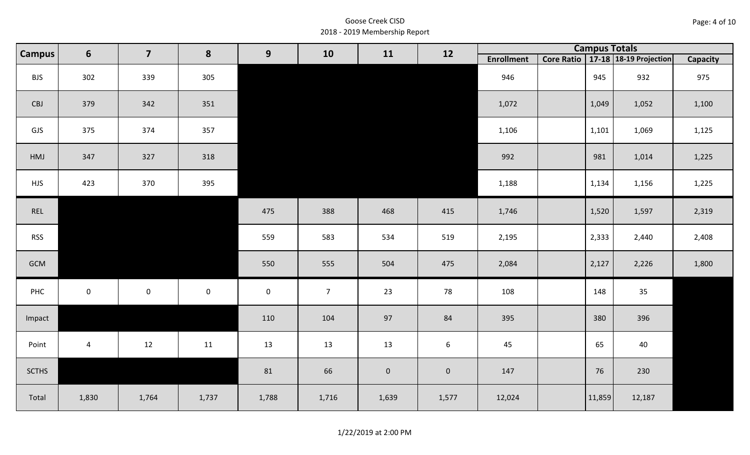# Goose Creek CISD

## 2018 - 2019 Membership Report

| Campus | 6 | 7 | 8 | 9 | 10 | 11 | 12 | Campus Totals | | | | |
|---|---|---|---|---|---|---|---|---|---|---|---|---|
| | | | | | | | | Enrollment | Core Ratio | 17-18 | 18-19 Projection | Capacity |
| BJS | 302 | 339 | 305 | | | | | 946 | | 945 | 932 | 975 |
| CBJ | 379 | 342 | 351 | | | | | 1,072 | | 1,049 | 1,052 | 1,100 |
| GJS | 375 | 374 | 357 | | | | | 1,106 | | 1,101 | 1,069 | 1,125 |
| HMJ | 347 | 327 | 318 | | | | | 992 | | 981 | 1,014 | 1,225 |
| HJS | 423 | 370 | 395 | | | | | 1,188 | | 1,134 | 1,156 | 1,225 |
| REL | | | | 475 | 388 | 468 | 415 | 1,746 | | 1,520 | 1,597 | 2,319 |
| RSS | | | | 559 | 583 | 534 | 519 | 2,195 | | 2,333 | 2,440 | 2,408 |
| GCM | | | | 550 | 555 | 504 | 475 | 2,084 | | 2,127 | 2,226 | 1,800 |
| PHC | 0 | 0 | 0 | 0 | 7 | 23 | 78 | 108 | | 148 | 35 | |
| Impact | | | | 110 | 104 | 97 | 84 | 395 | | 380 | 396 | |
| Point | 4 | 12 | 11 | 13 | 13 | 13 | 6 | 45 | | 65 | 40 | |
| SCTHS | | | | 81 | 66 | 0 | 0 | 147 | | 76 | 230 | |
| Total | 1,830 | 1,764 | 1,737 | 1,788 | 1,716 | 1,639 | 1,577 | 12,024 | | 11,859 | 12,187 | |

1/22/2019 at 2:00 PM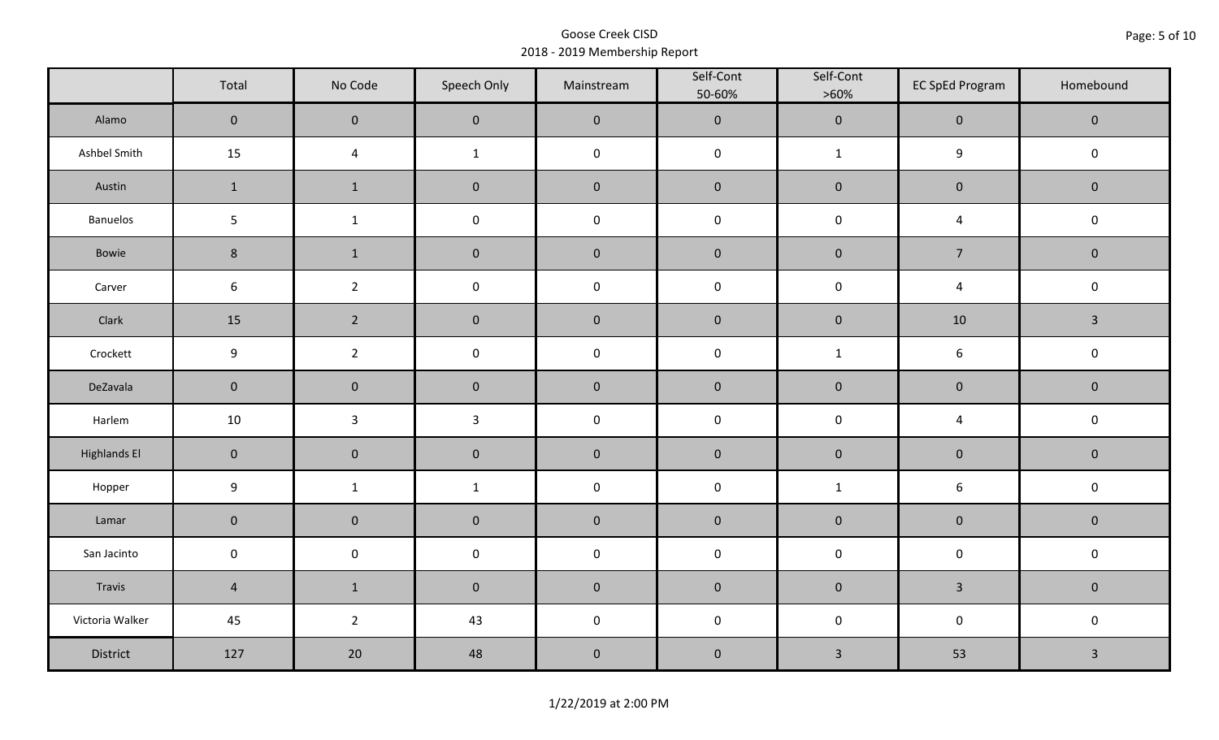Goose Creek CISD
2018 - 2019 Membership Report

| | Total | No Code | Speech Only | Mainstream | Self-Cont 50-60% | Self-Cont >60% | EC SpEd Program | Homebound |
|---|---|---|---|---|---|---|---|---|
| Alamo | 0 | 0 | 0 | 0 | 0 | 0 | 0 | 0 |
| Ashbel Smith | 15 | 4 | 1 | 0 | 0 | 1 | 9 | 0 |
| Austin | 1 | 1 | 0 | 0 | 0 | 0 | 0 | 0 |
| Banuelos | 5 | 1 | 0 | 0 | 0 | 0 | 4 | 0 |
| Bowie | 8 | 1 | 0 | 0 | 0 | 0 | 7 | 0 |
| Carver | 6 | 2 | 0 | 0 | 0 | 0 | 4 | 0 |
| Clark | 15 | 2 | 0 | 0 | 0 | 0 | 10 | 3 |
| Crockett | 9 | 2 | 0 | 0 | 0 | 1 | 6 | 0 |
| DeZavala | 0 | 0 | 0 | 0 | 0 | 0 | 0 | 0 |
| Harlem | 10 | 3 | 3 | 0 | 0 | 0 | 4 | 0 |
| Highlands El | 0 | 0 | 0 | 0 | 0 | 0 | 0 | 0 |
| Hopper | 9 | 1 | 1 | 0 | 0 | 1 | 6 | 0 |
| Lamar | 0 | 0 | 0 | 0 | 0 | 0 | 0 | 0 |
| San Jacinto | 0 | 0 | 0 | 0 | 0 | 0 | 0 | 0 |
| Travis | 4 | 1 | 0 | 0 | 0 | 0 | 3 | 0 |
| Victoria Walker | 45 | 2 | 43 | 0 | 0 | 0 | 0 | 0 |
| District | 127 | 20 | 48 | 0 | 0 | 3 | 53 | 3 |

1/22/2019 at 2:00 PM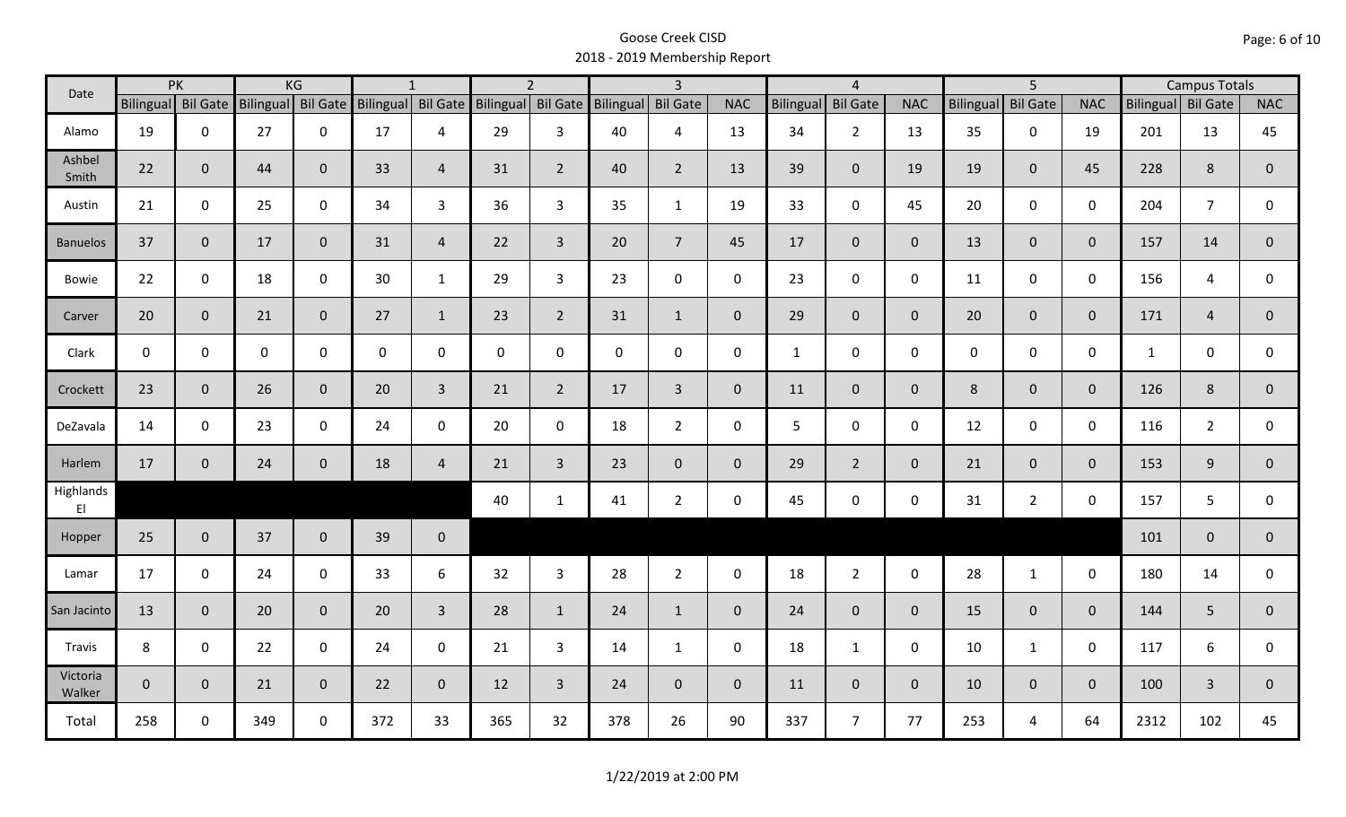# Goose Creek CISD
## 2018 - 2019 Membership Report

| Date | PK | | KG | | 1 | | 2 | | 3 | | | 4 | | | 5 | | | Campus Totals | | |
|---|---|---|---|---|---|---|---|---|---|---|---|---|---|---|---|---|---|---|---|---|
| | Bilingual | Bil Gate | Bilingual | Bil Gate | Bilingual | Bil Gate | Bilingual | Bil Gate | Bilingual | Bil Gate | NAC | Bilingual | Bil Gate | NAC | Bilingual | Bil Gate | NAC | Bilingual | Bil Gate | NAC |
| Alamo | 19 | 0 | 27 | 0 | 17 | 4 | 29 | 3 | 40 | 4 | 13 | 34 | 2 | 13 | 35 | 0 | 19 | 201 | 13 | 45 |
| Ashbel Smith | 22 | 0 | 44 | 0 | 33 | 4 | 31 | 2 | 40 | 2 | 13 | 39 | 0 | 19 | 19 | 0 | 45 | 228 | 8 | 0 |
| Austin | 21 | 0 | 25 | 0 | 34 | 3 | 36 | 3 | 35 | 1 | 19 | 33 | 0 | 45 | 20 | 0 | 0 | 204 | 7 | 0 |
| Banuelos | 37 | 0 | 17 | 0 | 31 | 4 | 22 | 3 | 20 | 7 | 45 | 17 | 0 | 0 | 13 | 0 | 0 | 157 | 14 | 0 |
| Bowie | 22 | 0 | 18 | 0 | 30 | 1 | 29 | 3 | 23 | 0 | 0 | 23 | 0 | 0 | 11 | 0 | 0 | 156 | 4 | 0 |
| Carver | 20 | 0 | 21 | 0 | 27 | 1 | 23 | 2 | 31 | 1 | 0 | 29 | 0 | 0 | 20 | 0 | 0 | 171 | 4 | 0 |
| Clark | 0 | 0 | 0 | 0 | 0 | 0 | 0 | 0 | 0 | 0 | 0 | 1 | 0 | 0 | 0 | 0 | 0 | 1 | 0 | 0 |
| Crockett | 23 | 0 | 26 | 0 | 20 | 3 | 21 | 2 | 17 | 3 | 0 | 11 | 0 | 0 | 8 | 0 | 0 | 126 | 8 | 0 |
| DeZavala | 14 | 0 | 23 | 0 | 24 | 0 | 20 | 0 | 18 | 2 | 0 | 5 | 0 | 0 | 12 | 0 | 0 | 116 | 2 | 0 |
| Harlem | 17 | 0 | 24 | 0 | 18 | 4 | 21 | 3 | 23 | 0 | 0 | 29 | 2 | 0 | 21 | 0 | 0 | 153 | 9 | 0 |
| Highlands El | | | | | | | 40 | 1 | 41 | 2 | 0 | 45 | 0 | 0 | 31 | 2 | 0 | 157 | 5 | 0 |
| Hopper | 25 | 0 | 37 | 0 | 39 | 0 | | | | | | | | | | | | 101 | 0 | 0 |
| Lamar | 17 | 0 | 24 | 0 | 33 | 6 | 32 | 3 | 28 | 2 | 0 | 18 | 2 | 0 | 28 | 1 | 0 | 180 | 14 | 0 |
| San Jacinto | 13 | 0 | 20 | 0 | 20 | 3 | 28 | 1 | 24 | 1 | 0 | 24 | 0 | 0 | 15 | 0 | 0 | 144 | 5 | 0 |
| Travis | 8 | 0 | 22 | 0 | 24 | 0 | 21 | 3 | 14 | 1 | 0 | 18 | 1 | 0 | 10 | 1 | 0 | 117 | 6 | 0 |
| Victoria Walker | 0 | 0 | 21 | 0 | 22 | 0 | 12 | 3 | 24 | 0 | 0 | 11 | 0 | 0 | 10 | 0 | 0 | 100 | 3 | 0 |
| Total | 258 | 0 | 349 | 0 | 372 | 33 | 365 | 32 | 378 | 26 | 90 | 337 | 7 | 77 | 253 | 4 | 64 | 2312 | 102 | 45 |

1/22/2019 at 2:00 PM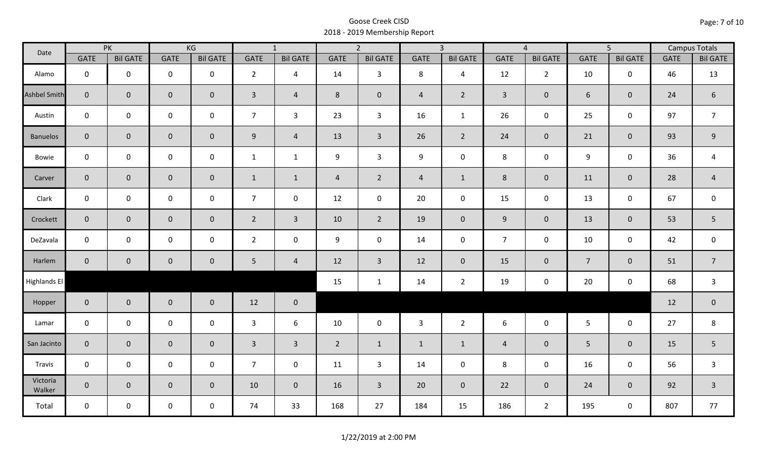Goose Creek CISD
2018 - 2019 Membership Report

| Date | PK | | KG | | 1 | | 2 | | 3 | | 4 | | 5 | | Campus Totals | |
|---|---|---|---|---|---|---|---|---|---|---|---|---|---|---|---|---|
| | GATE | Bil GATE | GATE | Bil GATE | GATE | Bil GATE | GATE | Bil GATE | GATE | Bil GATE | GATE | Bil GATE | GATE | Bil GATE | GATE | Bil GATE |
| Alamo | 0 | 0 | 0 | 0 | 2 | 4 | 14 | 3 | 8 | 4 | 12 | 2 | 10 | 0 | 46 | 13 |
| Ashbel Smith | 0 | 0 | 0 | 0 | 3 | 4 | 8 | 0 | 4 | 2 | 3 | 0 | 6 | 0 | 24 | 6 |
| Austin | 0 | 0 | 0 | 0 | 7 | 3 | 23 | 3 | 16 | 1 | 26 | 0 | 25 | 0 | 97 | 7 |
| Banuelos | 0 | 0 | 0 | 0 | 9 | 4 | 13 | 3 | 26 | 2 | 24 | 0 | 21 | 0 | 93 | 9 |
| Bowie | 0 | 0 | 0 | 0 | 1 | 1 | 9 | 3 | 9 | 0 | 8 | 0 | 9 | 0 | 36 | 4 |
| Carver | 0 | 0 | 0 | 0 | 1 | 1 | 4 | 2 | 4 | 1 | 8 | 0 | 11 | 0 | 28 | 4 |
| Clark | 0 | 0 | 0 | 0 | 7 | 0 | 12 | 0 | 20 | 0 | 15 | 0 | 13 | 0 | 67 | 0 |
| Crockett | 0 | 0 | 0 | 0 | 2 | 3 | 10 | 2 | 19 | 0 | 9 | 0 | 13 | 0 | 53 | 5 |
| DeZavala | 0 | 0 | 0 | 0 | 2 | 0 | 9 | 0 | 14 | 0 | 7 | 0 | 10 | 0 | 42 | 0 |
| Harlem | 0 | 0 | 0 | 0 | 5 | 4 | 12 | 3 | 12 | 0 | 15 | 0 | 7 | 0 | 51 | 7 |
| Highlands El | | | | | | | 15 | 1 | 14 | 2 | 19 | 0 | 20 | 0 | 68 | 3 |
| Hopper | 0 | 0 | 0 | 0 | 12 | 0 | | | | | | | | | 12 | 0 |
| Lamar | 0 | 0 | 0 | 0 | 3 | 6 | 10 | 0 | 3 | 2 | 6 | 0 | 5 | 0 | 27 | 8 |
| San Jacinto | 0 | 0 | 0 | 0 | 3 | 3 | 2 | 1 | 1 | 1 | 4 | 0 | 5 | 0 | 15 | 5 |
| Travis | 0 | 0 | 0 | 0 | 7 | 0 | 11 | 3 | 14 | 0 | 8 | 0 | 16 | 0 | 56 | 3 |
| Victoria Walker | 0 | 0 | 0 | 0 | 10 | 0 | 16 | 3 | 20 | 0 | 22 | 0 | 24 | 0 | 92 | 3 |
| Total | 0 | 0 | 0 | 0 | 74 | 33 | 168 | 27 | 184 | 15 | 186 | 2 | 195 | 0 | 807 | 77 |

1/22/2019 at 2:00 PM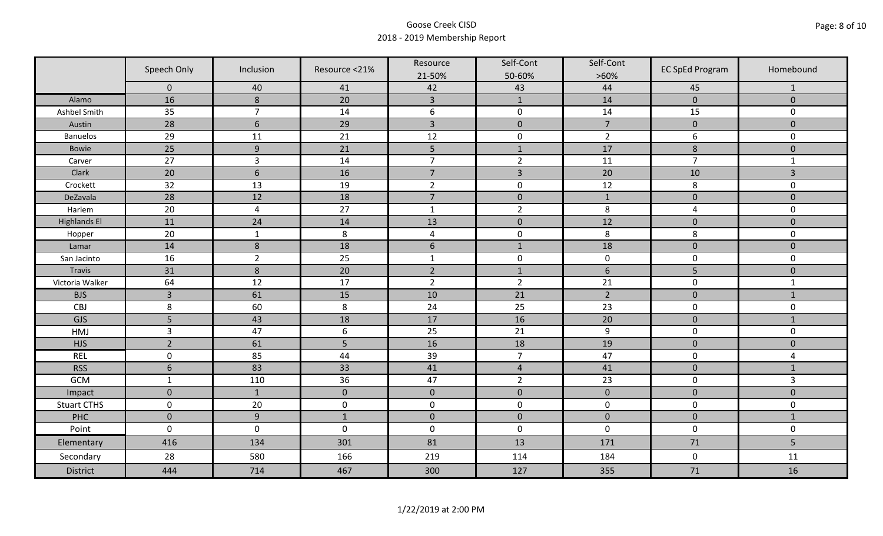# Goose Creek CISD

## 2018 - 2019 Membership Report

| | Speech Only | Inclusion | Resource <21% | Resource 21-50% | Self-Cont 50-60% | Self-Cont >60% | EC SpEd Program | Homebound |
|---|---|---|---|---|---|---|---|---|
| | 0 | 40 | 41 | 42 | 43 | 44 | 45 | 1 |
| Alamo | 16 | 8 | 20 | 3 | 1 | 14 | 0 | 0 |
| Ashbel Smith | 35 | 7 | 14 | 6 | 0 | 14 | 15 | 0 |
| Austin | 28 | 6 | 29 | 3 | 0 | 7 | 0 | 0 |
| Banuelos | 29 | 11 | 21 | 12 | 0 | 2 | 6 | 0 |
| Bowie | 25 | 9 | 21 | 5 | 1 | 17 | 8 | 0 |
| Carver | 27 | 3 | 14 | 7 | 2 | 11 | 7 | 1 |
| Clark | 20 | 6 | 16 | 7 | 3 | 20 | 10 | 3 |
| Crockett | 32 | 13 | 19 | 2 | 0 | 12 | 8 | 0 |
| DeZavala | 28 | 12 | 18 | 7 | 0 | 1 | 0 | 0 |
| Harlem | 20 | 4 | 27 | 1 | 2 | 8 | 4 | 0 |
| Highlands El | 11 | 24 | 14 | 13 | 0 | 12 | 0 | 0 |
| Hopper | 20 | 1 | 8 | 4 | 0 | 8 | 8 | 0 |
| Lamar | 14 | 8 | 18 | 6 | 1 | 18 | 0 | 0 |
| San Jacinto | 16 | 2 | 25 | 1 | 0 | 0 | 0 | 0 |
| Travis | 31 | 8 | 20 | 2 | 1 | 6 | 5 | 0 |
| Victoria Walker | 64 | 12 | 17 | 2 | 2 | 21 | 0 | 1 |
| BJS | 3 | 61 | 15 | 10 | 21 | 2 | 0 | 1 |
| CBJ | 8 | 60 | 8 | 24 | 25 | 23 | 0 | 0 |
| GJS | 5 | 43 | 18 | 17 | 16 | 20 | 0 | 1 |
| HMJ | 3 | 47 | 6 | 25 | 21 | 9 | 0 | 0 |
| HJS | 2 | 61 | 5 | 16 | 18 | 19 | 0 | 0 |
| REL | 0 | 85 | 44 | 39 | 7 | 47 | 0 | 4 |
| RSS | 6 | 83 | 33 | 41 | 4 | 41 | 0 | 1 |
| GCM | 1 | 110 | 36 | 47 | 2 | 23 | 0 | 3 |
| Impact | 0 | 1 | 0 | 0 | 0 | 0 | 0 | 0 |
| Stuart CTHS | 0 | 20 | 0 | 0 | 0 | 0 | 0 | 0 |
| PHC | 0 | 9 | 1 | 0 | 0 | 0 | 0 | 1 |
| Point | 0 | 0 | 0 | 0 | 0 | 0 | 0 | 0 |
| Elementary | 416 | 134 | 301 | 81 | 13 | 171 | 71 | 5 |
| Secondary | 28 | 580 | 166 | 219 | 114 | 184 | 0 | 11 |
| District | 444 | 714 | 467 | 300 | 127 | 355 | 71 | 16 |

1/22/2019 at 2:00 PM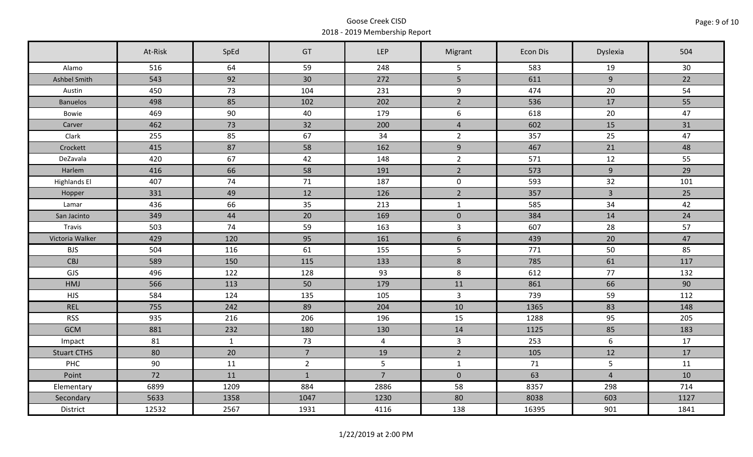Goose Creek CISD
2018 - 2019 Membership Report

| | At-Risk | SpEd | GT | LEP | Migrant | Econ Dis | Dyslexia | 504 |
|---|---|---|---|---|---|---|---|---|
| Alamo | 516 | 64 | 59 | 248 | 5 | 583 | 19 | 30 |
| Ashbel Smith | 543 | 92 | 30 | 272 | 5 | 611 | 9 | 22 |
| Austin | 450 | 73 | 104 | 231 | 9 | 474 | 20 | 54 |
| Banuelos | 498 | 85 | 102 | 202 | 2 | 536 | 17 | 55 |
| Bowie | 469 | 90 | 40 | 179 | 6 | 618 | 20 | 47 |
| Carver | 462 | 73 | 32 | 200 | 4 | 602 | 15 | 31 |
| Clark | 255 | 85 | 67 | 34 | 2 | 357 | 25 | 47 |
| Crockett | 415 | 87 | 58 | 162 | 9 | 467 | 21 | 48 |
| DeZavala | 420 | 67 | 42 | 148 | 2 | 571 | 12 | 55 |
| Harlem | 416 | 66 | 58 | 191 | 2 | 573 | 9 | 29 |
| Highlands El | 407 | 74 | 71 | 187 | 0 | 593 | 32 | 101 |
| Hopper | 331 | 49 | 12 | 126 | 2 | 357 | 3 | 25 |
| Lamar | 436 | 66 | 35 | 213 | 1 | 585 | 34 | 42 |
| San Jacinto | 349 | 44 | 20 | 169 | 0 | 384 | 14 | 24 |
| Travis | 503 | 74 | 59 | 163 | 3 | 607 | 28 | 57 |
| Victoria Walker | 429 | 120 | 95 | 161 | 6 | 439 | 20 | 47 |
| BJS | 504 | 116 | 61 | 155 | 5 | 771 | 50 | 85 |
| CBJ | 589 | 150 | 115 | 133 | 8 | 785 | 61 | 117 |
| GJS | 496 | 122 | 128 | 93 | 8 | 612 | 77 | 132 |
| HMJ | 566 | 113 | 50 | 179 | 11 | 861 | 66 | 90 |
| HJS | 584 | 124 | 135 | 105 | 3 | 739 | 59 | 112 |
| REL | 755 | 242 | 89 | 204 | 10 | 1365 | 83 | 148 |
| RSS | 935 | 216 | 206 | 196 | 15 | 1288 | 95 | 205 |
| GCM | 881 | 232 | 180 | 130 | 14 | 1125 | 85 | 183 |
| Impact | 81 | 1 | 73 | 4 | 3 | 253 | 6 | 17 |
| Stuart CTHS | 80 | 20 | 7 | 19 | 2 | 105 | 12 | 17 |
| PHC | 90 | 11 | 2 | 5 | 1 | 71 | 5 | 11 |
| Point | 72 | 11 | 1 | 7 | 0 | 63 | 4 | 10 |
| Elementary | 6899 | 1209 | 884 | 2886 | 58 | 8357 | 298 | 714 |
| Secondary | 5633 | 1358 | 1047 | 1230 | 80 | 8038 | 603 | 1127 |
| District | 12532 | 2567 | 1931 | 4116 | 138 | 16395 | 901 | 1841 |

1/22/2019 at 2:00 PM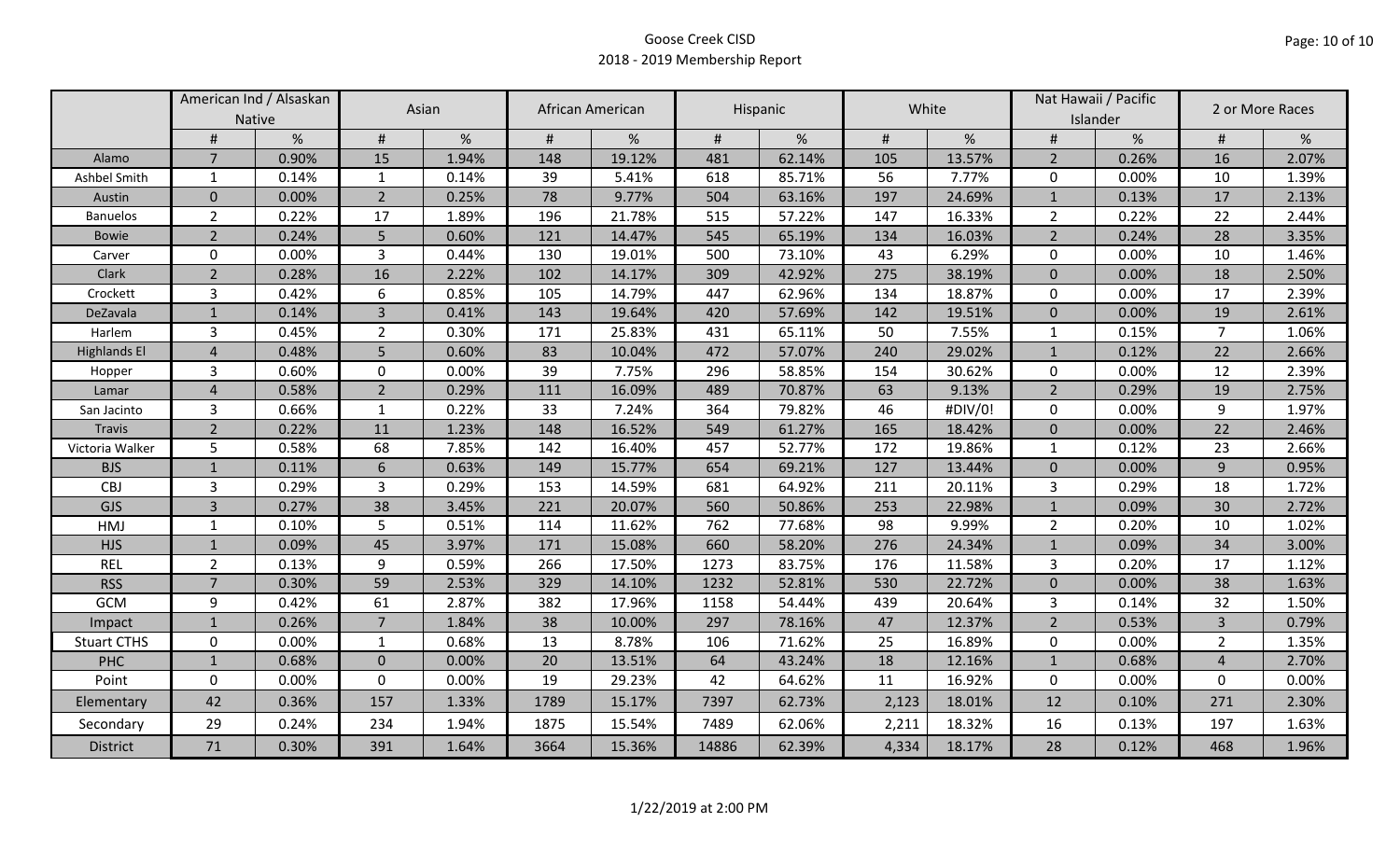# Goose Creek CISD

## 2018 - 2019 Membership Report

| | American Ind / Alsaskan Native | | Asian | | African American | | Hispanic | | White | | Nat Hawaii / Pacific Islander | | 2 or More Races | |
|---|---|---|---|---|---|---|---|---|---|---|---|---|---|---|
| | # | % | # | % | # | % | # | % | # | % | # | % | # | % |
| Alamo | 7 | 0.90% | 15 | 1.94% | 148 | 19.12% | 481 | 62.14% | 105 | 13.57% | 2 | 0.26% | 16 | 2.07% |
| Ashbel Smith | 1 | 0.14% | 1 | 0.14% | 39 | 5.41% | 618 | 85.71% | 56 | 7.77% | 0 | 0.00% | 10 | 1.39% |
| Austin | 0 | 0.00% | 2 | 0.25% | 78 | 9.77% | 504 | 63.16% | 197 | 24.69% | 1 | 0.13% | 17 | 2.13% |
| Banuelos | 2 | 0.22% | 17 | 1.89% | 196 | 21.78% | 515 | 57.22% | 147 | 16.33% | 2 | 0.22% | 22 | 2.44% |
| Bowie | 2 | 0.24% | 5 | 0.60% | 121 | 14.47% | 545 | 65.19% | 134 | 16.03% | 2 | 0.24% | 28 | 3.35% |
| Carver | 0 | 0.00% | 3 | 0.44% | 130 | 19.01% | 500 | 73.10% | 43 | 6.29% | 0 | 0.00% | 10 | 1.46% |
| Clark | 2 | 0.28% | 16 | 2.22% | 102 | 14.17% | 309 | 42.92% | 275 | 38.19% | 0 | 0.00% | 18 | 2.50% |
| Crockett | 3 | 0.42% | 6 | 0.85% | 105 | 14.79% | 447 | 62.96% | 134 | 18.87% | 0 | 0.00% | 17 | 2.39% |
| DeZavala | 1 | 0.14% | 3 | 0.41% | 143 | 19.64% | 420 | 57.69% | 142 | 19.51% | 0 | 0.00% | 19 | 2.61% |
| Harlem | 3 | 0.45% | 2 | 0.30% | 171 | 25.83% | 431 | 65.11% | 50 | 7.55% | 1 | 0.15% | 7 | 1.06% |
| Highlands El | 4 | 0.48% | 5 | 0.60% | 83 | 10.04% | 472 | 57.07% | 240 | 29.02% | 1 | 0.12% | 22 | 2.66% |
| Hopper | 3 | 0.60% | 0 | 0.00% | 39 | 7.75% | 296 | 58.85% | 154 | 30.62% | 0 | 0.00% | 12 | 2.39% |
| Lamar | 4 | 0.58% | 2 | 0.29% | 111 | 16.09% | 489 | 70.87% | 63 | 9.13% | 2 | 0.29% | 19 | 2.75% |
| San Jacinto | 3 | 0.66% | 1 | 0.22% | 33 | 7.24% | 364 | 79.82% | 46 | #DIV/0! | 0 | 0.00% | 9 | 1.97% |
| Travis | 2 | 0.22% | 11 | 1.23% | 148 | 16.52% | 549 | 61.27% | 165 | 18.42% | 0 | 0.00% | 22 | 2.46% |
| Victoria Walker | 5 | 0.58% | 68 | 7.85% | 142 | 16.40% | 457 | 52.77% | 172 | 19.86% | 1 | 0.12% | 23 | 2.66% |
| BJS | 1 | 0.11% | 6 | 0.63% | 149 | 15.77% | 654 | 69.21% | 127 | 13.44% | 0 | 0.00% | 9 | 0.95% |
| CBJ | 3 | 0.29% | 3 | 0.29% | 153 | 14.59% | 681 | 64.92% | 211 | 20.11% | 3 | 0.29% | 18 | 1.72% |
| GJS | 3 | 0.27% | 38 | 3.45% | 221 | 20.07% | 560 | 50.86% | 253 | 22.98% | 1 | 0.09% | 30 | 2.72% |
| HMJ | 1 | 0.10% | 5 | 0.51% | 114 | 11.62% | 762 | 77.68% | 98 | 9.99% | 2 | 0.20% | 10 | 1.02% |
| HJS | 1 | 0.09% | 45 | 3.97% | 171 | 15.08% | 660 | 58.20% | 276 | 24.34% | 1 | 0.09% | 34 | 3.00% |
| REL | 2 | 0.13% | 9 | 0.59% | 266 | 17.50% | 1273 | 83.75% | 176 | 11.58% | 3 | 0.20% | 17 | 1.12% |
| RSS | 7 | 0.30% | 59 | 2.53% | 329 | 14.10% | 1232 | 52.81% | 530 | 22.72% | 0 | 0.00% | 38 | 1.63% |
| GCM | 9 | 0.42% | 61 | 2.87% | 382 | 17.96% | 1158 | 54.44% | 439 | 20.64% | 3 | 0.14% | 32 | 1.50% |
| Impact | 1 | 0.26% | 7 | 1.84% | 38 | 10.00% | 297 | 78.16% | 47 | 12.37% | 2 | 0.53% | 3 | 0.79% |
| Stuart CTHS | 0 | 0.00% | 1 | 0.68% | 13 | 8.78% | 106 | 71.62% | 25 | 16.89% | 0 | 0.00% | 2 | 1.35% |
| PHC | 1 | 0.68% | 0 | 0.00% | 20 | 13.51% | 64 | 43.24% | 18 | 12.16% | 1 | 0.68% | 4 | 2.70% |
| Point | 0 | 0.00% | 0 | 0.00% | 19 | 29.23% | 42 | 64.62% | 11 | 16.92% | 0 | 0.00% | 0 | 0.00% |
| Elementary | 42 | 0.36% | 157 | 1.33% | 1789 | 15.17% | 7397 | 62.73% | 2,123 | 18.01% | 12 | 0.10% | 271 | 2.30% |
| Secondary | 29 | 0.24% | 234 | 1.94% | 1875 | 15.54% | 7489 | 62.06% | 2,211 | 18.32% | 16 | 0.13% | 197 | 1.63% |
| District | 71 | 0.30% | 391 | 1.64% | 3664 | 15.36% | 14886 | 62.39% | 4,334 | 18.17% | 28 | 0.12% | 468 | 1.96% |

1/22/2019 at 2:00 PM